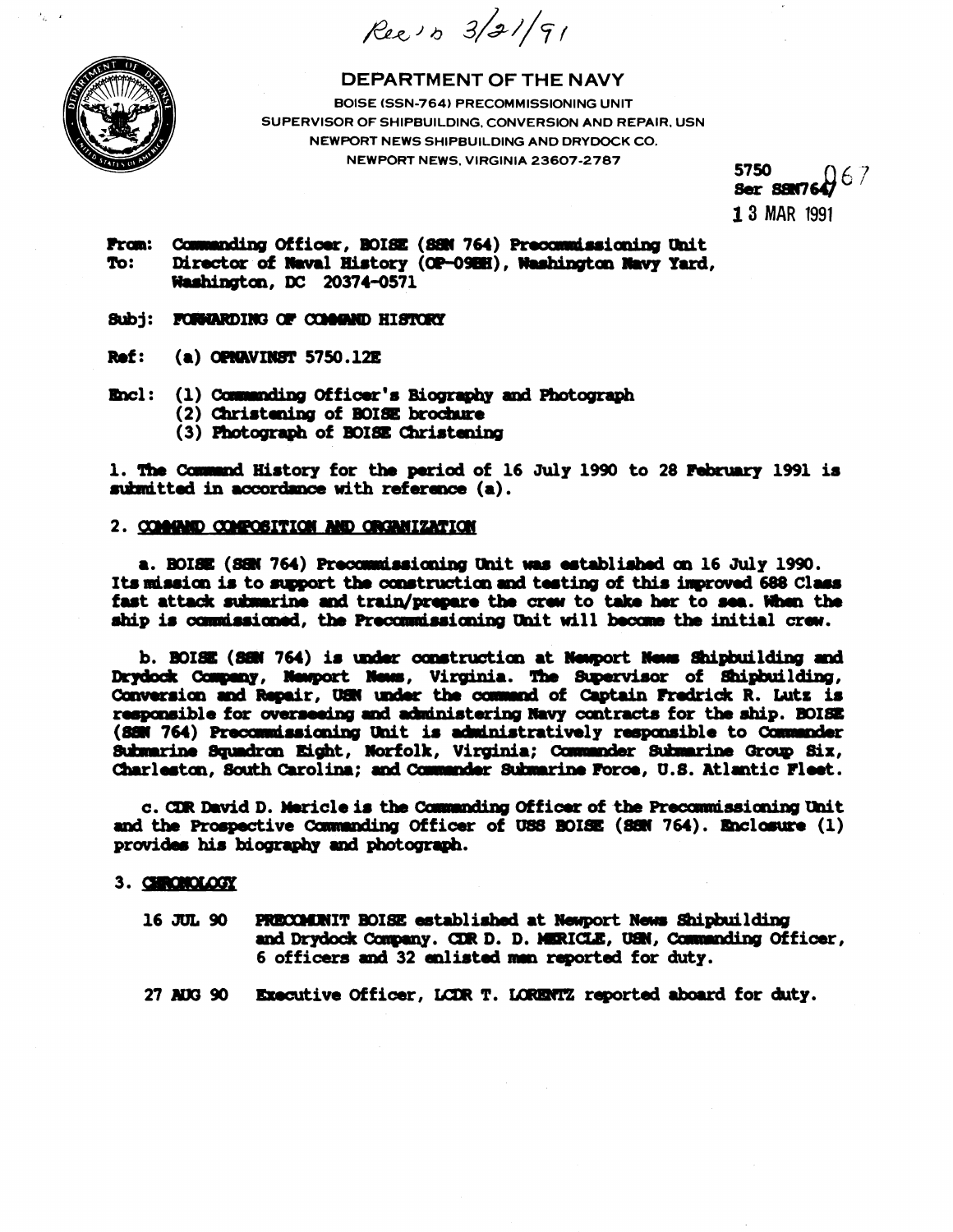Rec'd 3/21/91

**DEPARTMENT OF THE NAVY**

BOISE (SSN-764) PRECOMMISSIONING UNIT
SUPERVISOR OF SHIPBUILDING, CONVERSION AND REPAIR, USN
NEWPORT NEWS SHIPBUILDING AND DRYDOCK CO.
NEWPORT NEWS, VIRGINIA 23607-2787

5750
Ser SSN764/067
13 MAR 1991

From: Commanding Officer, BOISE (SSN 764) Precommissioning Unit
To: Director of Naval History (OP-09BH), Washington Navy Yard, Washington, DC 20374-0571

Subj: FORWARDING OF COMMAND HISTORY

Ref: (a) OPNAVINST 5750.12E

Encl: (1) Commanding Officer's Biography and Photograph
(2) Christening of BOISE brochure
(3) Photograph of BOISE Christening

1. The Command History for the period of 16 July 1990 to 28 February 1991 is submitted in accordance with reference (a).

2. COMMAND COMPOSITION AND ORGANIZATION

a. BOISE (SSN 764) Precommissioning Unit was established on 16 July 1990. Its mission is to support the construction and testing of this improved 688 Class fast attack submarine and train/prepare the crew to take her to sea. When the ship is commissioned, the Precommissioning Unit will become the initial crew.

b. BOISE (SSN 764) is under construction at Newport News Shipbuilding and Drydock Company, Newport News, Virginia. The Supervisor of Shipbuilding, Conversion and Repair, USN under the command of Captain Fredrick R. Lutz is responsible for overseeing and administering Navy contracts for the ship. BOISE (SSN 764) Precommissioning Unit is administratively responsible to Commander Submarine Squadron Eight, Norfolk, Virginia; Commander Submarine Group Six, Charleston, South Carolina; and Commander Submarine Force, U.S. Atlantic Fleet.

c. CDR David D. Mericle is the Commanding Officer of the Precommissioning Unit and the Prospective Commanding Officer of USS BOISE (SSN 764). Enclosure (1) provides his biography and photograph.

3. CHRONOLOGY

16 JUL 90 PRECOMUNIT BOISE established at Newport News Shipbuilding and Drydock Company. CDR D. D. MERICLE, USN, Commanding Officer, 6 officers and 32 enlisted men reported for duty.

27 AUG 90 Executive Officer, LCDR T. LORENTZ reported aboard for duty.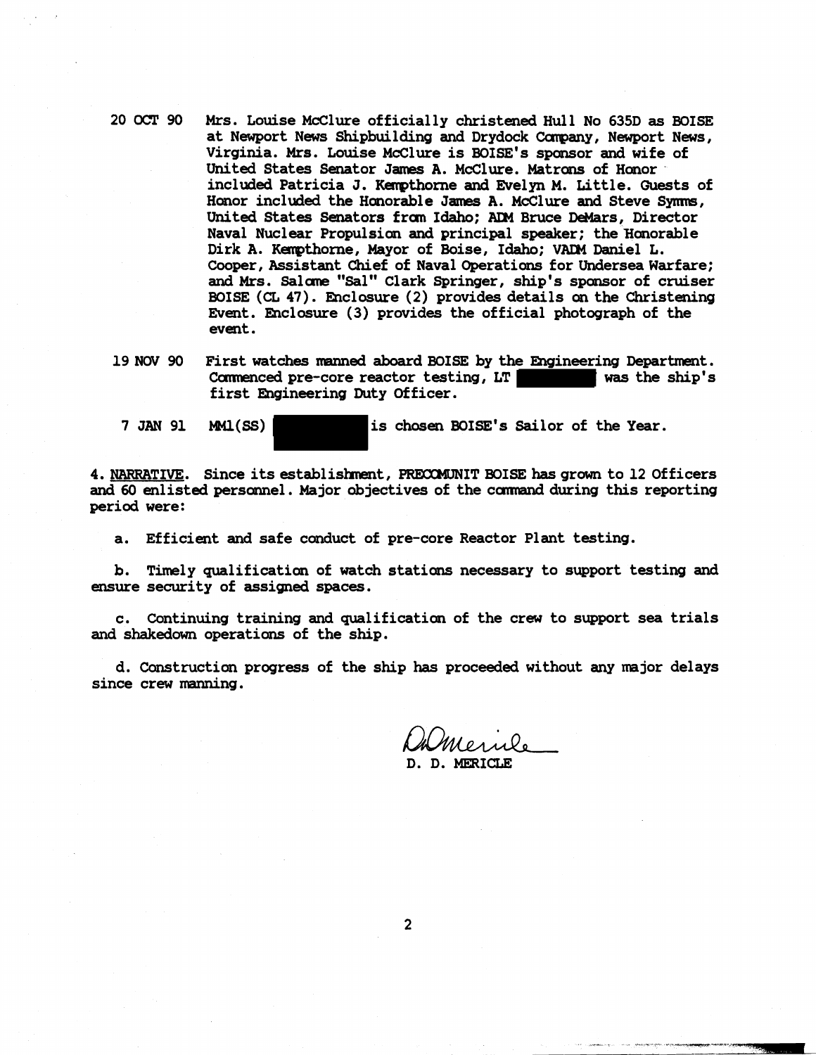20 OCT 90 Mrs. Louise McClure officially christened Hull No 635D as BOISE at Newport News Shipbuilding and Drydock Company, Newport News, Virginia. Mrs. Louise McClure is BOISE's sponsor and wife of United States Senator James A. McClure. Matrons of Honor included Patricia J. Kempthorne and Evelyn M. Little. Guests of Honor included the Honorable James A. McClure and Steve Symms, United States Senators from Idaho; ADM Bruce DeMars, Director Naval Nuclear Propulsion and principal speaker; the Honorable Dirk A. Kempthorne, Mayor of Boise, Idaho; VADM Daniel L. Cooper, Assistant Chief of Naval Operations for Undersea Warfare; and Mrs. Salome "Sal" Clark Springer, ship's sponsor of cruiser BOISE (CL 47). Enclosure (2) provides details on the Christening Event. Enclosure (3) provides the official photograph of the event.

19 NOV 90 First watches manned aboard BOISE by the Engineering Department. Commenced pre-core reactor testing, LT [redacted] was the ship's first Engineering Duty Officer.

7 JAN 91 MM1(SS) [redacted] is chosen BOISE's Sailor of the Year.

4. <u>NARRATIVE</u>. Since its establishment, PRECOMUNIT BOISE has grown to 12 Officers and 60 enlisted personnel. Major objectives of the command during this reporting period were:

a. Efficient and safe conduct of pre-core Reactor Plant testing.

b. Timely qualification of watch stations necessary to support testing and ensure security of assigned spaces.

c. Continuing training and qualification of the crew to support sea trials and shakedown operations of the ship.

d. Construction progress of the ship has proceeded without any major delays since crew manning.

DDMericle

D. D. MERICLE